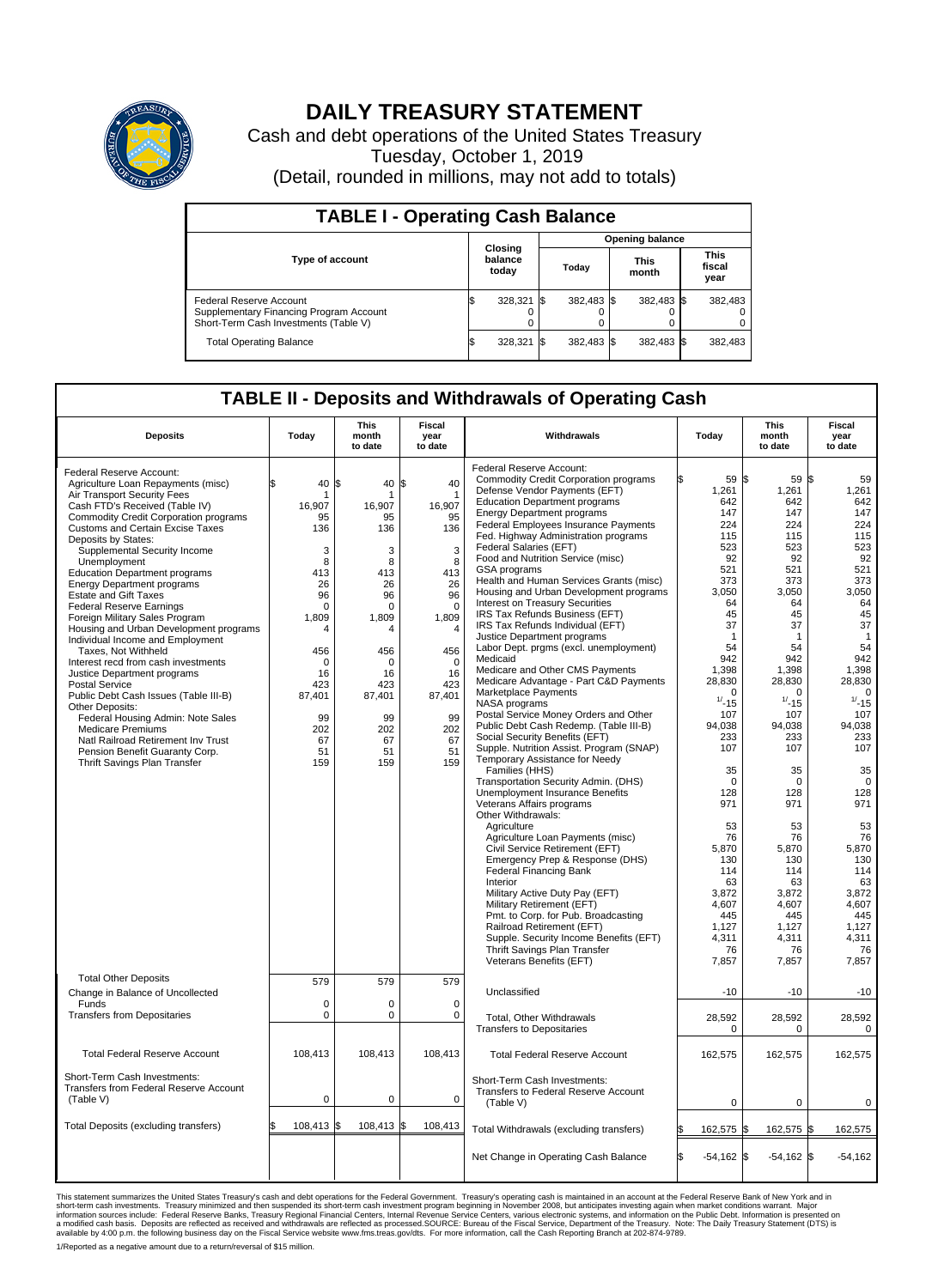# DAILY TREASURY STATEMENT

Cash and debt operations of the United States Treasury
Tuesday, October 1, 2019
(Detail, rounded in millions, may not add to totals)

## TABLE I - Operating Cash Balance

| Type of account | Closing balance today | Opening balance Today | Opening balance This month | Opening balance This fiscal year |
|---|---|---|---|---|
| Federal Reserve Account | $ 328,321 | $ 382,483 | $ 382,483 | $ 382,483 |
| Supplementary Financing Program Account | 0 | 0 | 0 | 0 |
| Short-Term Cash Investments (Table V) | 0 | 0 | 0 | 0 |
| Total Operating Balance | $ 328,321 | $ 382,483 | $ 382,483 | $ 382,483 |

## TABLE II - Deposits and Withdrawals of Operating Cash

| Deposits | Today | This month to date | Fiscal year to date | Withdrawals | Today | This month to date | Fiscal year to date |
|---|---|---|---|---|---|---|---|
| Federal Reserve Account: | | | | Federal Reserve Account: | | | |
| Agriculture Loan Repayments (misc) | $ 40 | $ 40 | $ 40 | Commodity Credit Corporation programs | $ 59 | $ 59 | $ 59 |
| Air Transport Security Fees | 1 | 1 | 1 | Defense Vendor Payments (EFT) | 1,261 | 1,261 | 1,261 |
| Cash FTD's Received (Table IV) | 16,907 | 16,907 | 16,907 | Education Department programs | 642 | 642 | 642 |
| Commodity Credit Corporation programs | 95 | 95 | 95 | Energy Department programs | 147 | 147 | 147 |
| Customs and Certain Excise Taxes | 136 | 136 | 136 | Federal Employees Insurance Payments | 224 | 224 | 224 |
| Deposits by States: | | | | Fed. Highway Administration programs | 115 | 115 | 115 |
| Supplemental Security Income | 3 | 3 | 3 | Federal Salaries (EFT) | 523 | 523 | 523 |
| Unemployment | 8 | 8 | 8 | Food and Nutrition Service (misc) | 92 | 92 | 92 |
| Education Department programs | 413 | 413 | 413 | GSA programs | 521 | 521 | 521 |
| Energy Department programs | 26 | 26 | 26 | Health and Human Services Grants (misc) | 373 | 373 | 373 |
| Estate and Gift Taxes | 96 | 96 | 96 | Housing and Urban Development programs | 3,050 | 3,050 | 3,050 |
| Federal Reserve Earnings | 0 | 0 | 0 | Interest on Treasury Securities | 64 | 64 | 64 |
| Foreign Military Sales Program | 1,809 | 1,809 | 1,809 | IRS Tax Refunds Business (EFT) | 45 | 45 | 45 |
| Housing and Urban Development programs | 4 | 4 | 4 | IRS Tax Refunds Individual (EFT) | 37 | 37 | 37 |
| Individual Income and Employment Taxes, Not Withheld | 456 | 456 | 456 | Justice Department programs | 1 | 1 | 1 |
| Interest recd from cash investments | 0 | 0 | 0 | Labor Dept. prgms (excl. unemployment) | 54 | 54 | 54 |
| Justice Department programs | 16 | 16 | 16 | Medicaid | 942 | 942 | 942 |
| Postal Service | 423 | 423 | 423 | Medicare and Other CMS Payments | 1,398 | 1,398 | 1,398 |
| Public Debt Cash Issues (Table III-B) | 87,401 | 87,401 | 87,401 | Medicare Advantage - Part C&D Payments | 28,830 | 28,830 | 28,830 |
| Other Deposits: | | | | Marketplace Payments | 0 | 0 | 0 |
| Federal Housing Admin: Note Sales | 99 | 99 | 99 | NASA programs | 1/-15 | 1/-15 | 1/-15 |
| Medicare Premiums | 202 | 202 | 202 | Postal Service Money Orders and Other | 107 | 107 | 107 |
| Natl Railroad Retirement Inv Trust | 67 | 67 | 67 | Public Debt Cash Redemp. (Table III-B) | 94,038 | 94,038 | 94,038 |
| Pension Benefit Guaranty Corp. | 51 | 51 | 51 | Social Security Benefits (EFT) | 233 | 233 | 233 |
| Thrift Savings Plan Transfer | 159 | 159 | 159 | Supple. Nutrition Assist. Program (SNAP) | 107 | 107 | 107 |
| | | | | Temporary Assistance for Needy Families (HHS) | 35 | 35 | 35 |
| | | | | Transportation Security Admin. (DHS) | 0 | 0 | 0 |
| | | | | Unemployment Insurance Benefits | 128 | 128 | 128 |
| | | | | Veterans Affairs programs | 971 | 971 | 971 |
| | | | | Other Withdrawals: | | | |
| | | | | Agriculture | 53 | 53 | 53 |
| | | | | Agriculture Loan Payments (misc) | 76 | 76 | 76 |
| | | | | Civil Service Retirement (EFT) | 5,870 | 5,870 | 5,870 |
| | | | | Emergency Prep & Response (DHS) | 130 | 130 | 130 |
| | | | | Federal Financing Bank | 114 | 114 | 114 |
| | | | | Interior | 63 | 63 | 63 |
| | | | | Military Active Duty Pay (EFT) | 3,872 | 3,872 | 3,872 |
| | | | | Military Retirement (EFT) | 4,607 | 4,607 | 4,607 |
| | | | | Pmt. to Corp. for Pub. Broadcasting | 445 | 445 | 445 |
| | | | | Railroad Retirement (EFT) | 1,127 | 1,127 | 1,127 |
| | | | | Supple. Security Income Benefits (EFT) | 4,311 | 4,311 | 4,311 |
| | | | | Thrift Savings Plan Transfer | 76 | 76 | 76 |
| | | | | Veterans Benefits (EFT) | 7,857 | 7,857 | 7,857 |
| Total Other Deposits | 579 | 579 | 579 | Unclassified | -10 | -10 | -10 |
| Change in Balance of Uncollected Funds | 0 | 0 | 0 | | | | |
| Transfers from Depositaries | 0 | 0 | 0 | Total, Other Withdrawals | 28,592 | 28,592 | 28,592 |
| | | | | Transfers to Depositaries | 0 | 0 | 0 |
| Total Federal Reserve Account | 108,413 | 108,413 | 108,413 | Total Federal Reserve Account | 162,575 | 162,575 | 162,575 |
| Short-Term Cash Investments: Transfers from Federal Reserve Account (Table V) | 0 | 0 | 0 | Short-Term Cash Investments: Transfers to Federal Reserve Account (Table V) | 0 | 0 | 0 |
| Total Deposits (excluding transfers) | $ 108,413 | $ 108,413 | $ 108,413 | Total Withdrawals (excluding transfers) | $ 162,575 | $ 162,575 | $ 162,575 |
| | | | | Net Change in Operating Cash Balance | $ -54,162 | $ -54,162 | $ -54,162 |

This statement summarizes the United States Treasury's cash and debt operations for the Federal Government. Treasury's operating cash is maintained in an account at the Federal Reserve Bank of New York and in short-term cash investments. Treasury minimized and then suspended its short-term cash investment program beginning in November 2008, but anticipates investing again when market conditions warrant. Major information sources include: Federal Reserve Banks, Treasury Regional Financial Centers, Internal Revenue Service Centers, various electronic systems, and information on the Public Debt. Information is presented on a modified cash basis. Deposits are reflected as received and withdrawals are reflected as processed.SOURCE: Bureau of the Fiscal Service, Department of the Treasury. Note: The Daily Treasury Statement (DTS) is available by 4:00 p.m. the following business day on the Fiscal Service website www.fms.treas.gov/dts. For more information, call the Cash Reporting Branch at 202-874-9789.

1/Reported as a negative amount due to a return/reversal of $15 million.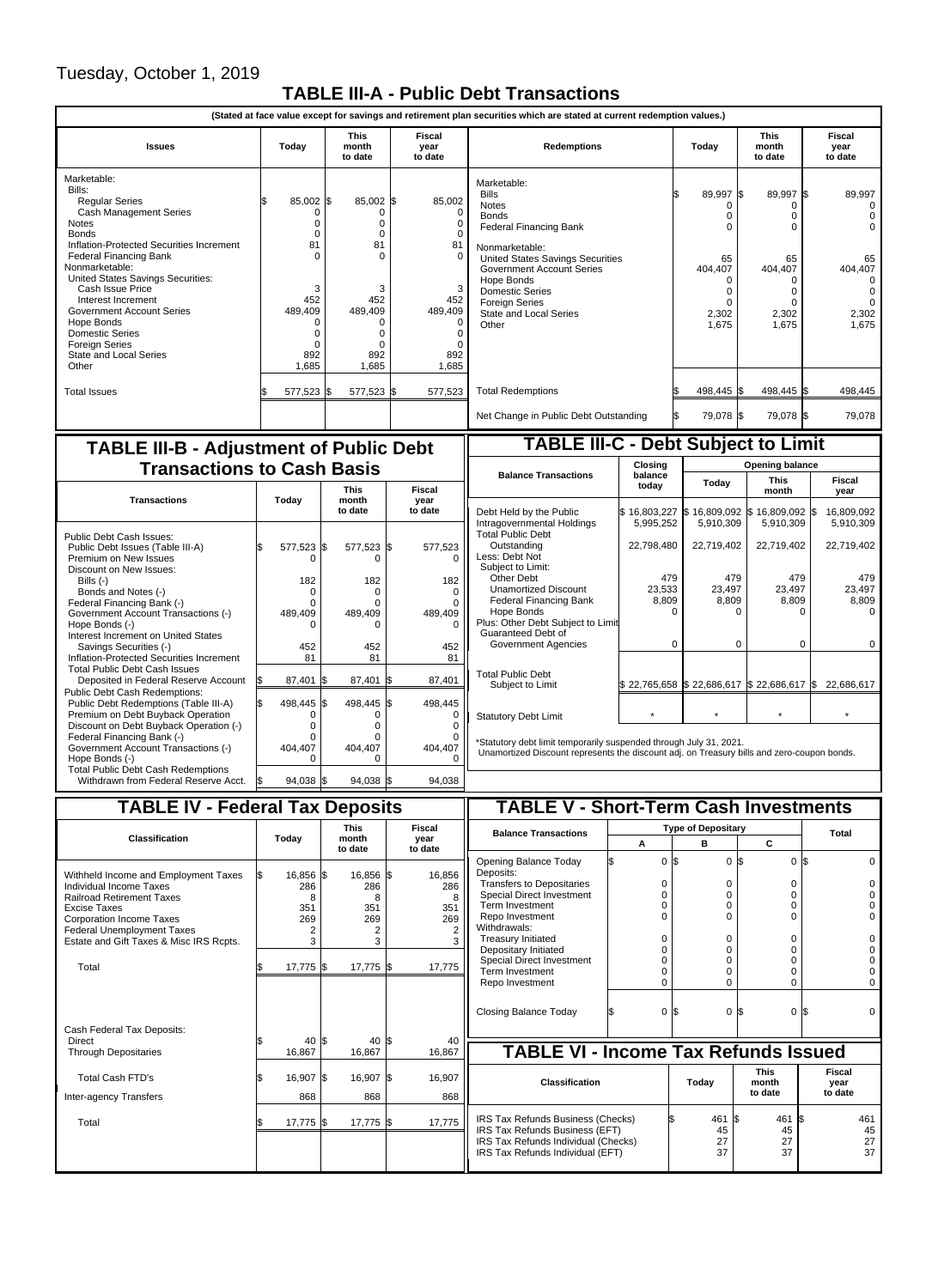Tuesday, October 1, 2019

# TABLE III-A - Public Debt Transactions

(Stated at face value except for savings and retirement plan securities which are stated at current redemption values.)

| Issues | Today | This month to date | Fiscal year to date |
|---|---|---|---|
| Marketable: | | | |
| Bills: | | | |
| Regular Series | $ 85,002 | $ 85,002 | $ 85,002 |
| Cash Management Series | 0 | 0 | 0 |
| Notes | 0 | 0 | 0 |
| Bonds | 0 | 0 | 0 |
| Inflation-Protected Securities Increment | 81 | 81 | 81 |
| Federal Financing Bank | 0 | 0 | 0 |
| Nonmarketable: | | | |
| United States Savings Securities: | | | |
| Cash Issue Price | 3 | 3 | 3 |
| Interest Increment | 452 | 452 | 452 |
| Government Account Series | 489,409 | 489,409 | 489,409 |
| Hope Bonds | 0 | 0 | 0 |
| Domestic Series | 0 | 0 | 0 |
| Foreign Series | 0 | 0 | 0 |
| State and Local Series | 892 | 892 | 892 |
| Other | 1,685 | 1,685 | 1,685 |
| Total Issues | $ 577,523 | $ 577,523 | $ 577,523 |

| Redemptions | Today | This month to date | Fiscal year to date |
|---|---|---|---|
| Marketable: | | | |
| Bills | $ 89,997 | $ 89,997 | $ 89,997 |
| Notes | 0 | 0 | 0 |
| Bonds | 0 | 0 | 0 |
| Federal Financing Bank | 0 | 0 | 0 |
| Nonmarketable: | | | |
| United States Savings Securities | 65 | 65 | 65 |
| Government Account Series | 404,407 | 404,407 | 404,407 |
| Hope Bonds | 0 | 0 | 0 |
| Domestic Series | 0 | 0 | 0 |
| Foreign Series | 0 | 0 | 0 |
| State and Local Series | 2,302 | 2,302 | 2,302 |
| Other | 1,675 | 1,675 | 1,675 |
| Total Redemptions | $ 498,445 | $ 498,445 | $ 498,445 |
| Net Change in Public Debt Outstanding | $ 79,078 | $ 79,078 | $ 79,078 |

# TABLE III-B - Adjustment of Public Debt Transactions to Cash Basis

| Transactions | Today | This month to date | Fiscal year to date |
|---|---|---|---|
| Public Debt Cash Issues: | | | |
| Public Debt Issues (Table III-A) | $ 577,523 | $ 577,523 | $ 577,523 |
| Premium on New Issues | 0 | 0 | 0 |
| Discount on New Issues: | | | |
| Bills (-) | 182 | 182 | 182 |
| Bonds and Notes (-) | 0 | 0 | 0 |
| Federal Financing Bank (-) | 0 | 0 | 0 |
| Government Account Transactions (-) | 489,409 | 489,409 | 489,409 |
| Hope Bonds (-) | 0 | 0 | 0 |
| Interest Increment on United States Savings Securities (-) | 452 | 452 | 452 |
| Inflation-Protected Securities Increment | 81 | 81 | 81 |
| Total Public Debt Cash Issues Deposited in Federal Reserve Account | $ 87,401 | $ 87,401 | $ 87,401 |
| Public Debt Cash Redemptions: | | | |
| Public Debt Redemptions (Table III-A) | $ 498,445 | $ 498,445 | $ 498,445 |
| Premium on Debt Buyback Operation | 0 | 0 | 0 |
| Discount on Debt Buyback Operation (-) | 0 | 0 | 0 |
| Federal Financing Bank (-) | 0 | 0 | 0 |
| Government Account Transactions (-) | 404,407 | 404,407 | 404,407 |
| Hope Bonds (-) | 0 | 0 | 0 |
| Total Public Debt Cash Redemptions Withdrawn from Federal Reserve Acct. | $ 94,038 | $ 94,038 | $ 94,038 |

# TABLE III-C - Debt Subject to Limit

| Balance Transactions | Closing balance today | Opening balance Today | Opening balance This month | Opening balance Fiscal year |
|---|---|---|---|---|
| Debt Held by the Public | $ 16,803,227 | $ 16,809,092 | $ 16,809,092 | $ 16,809,092 |
| Intragovernmental Holdings | 5,995,252 | 5,910,309 | 5,910,309 | 5,910,309 |
| Total Public Debt Outstanding | 22,798,480 | 22,719,402 | 22,719,402 | 22,719,402 |
| Less: Debt Not Subject to Limit: | | | | |
| Other Debt | 479 | 479 | 479 | 479 |
| Unamortized Discount | 23,533 | 23,497 | 23,497 | 23,497 |
| Federal Financing Bank | 8,809 | 8,809 | 8,809 | 8,809 |
| Hope Bonds | 0 | 0 | 0 | 0 |
| Plus: Other Debt Subject to Limit | | | | |
| Guaranteed Debt of Government Agencies | 0 | 0 | 0 | 0 |
| Total Public Debt Subject to Limit | $ 22,765,658 | $ 22,686,617 | $ 22,686,617 | $ 22,686,617 |
| Statutory Debt Limit | * | * | * | * |

*Statutory debt limit temporarily suspended through July 31, 2021.
Unamortized Discount represents the discount adj. on Treasury bills and zero-coupon bonds.

# TABLE IV - Federal Tax Deposits

| Classification | Today | This month to date | Fiscal year to date |
|---|---|---|---|
| Withheld Income and Employment Taxes | $ 16,856 | $ 16,856 | $ 16,856 |
| Individual Income Taxes | 286 | 286 | 286 |
| Railroad Retirement Taxes | 8 | 8 | 8 |
| Excise Taxes | 351 | 351 | 351 |
| Corporation Income Taxes | 269 | 269 | 269 |
| Federal Unemployment Taxes | 2 | 2 | 2 |
| Estate and Gift Taxes & Misc IRS Rcpts. | 3 | 3 | 3 |
| Total | $ 17,775 | $ 17,775 | $ 17,775 |
| Cash Federal Tax Deposits: | | | |
| Direct | $ 40 | $ 40 | $ 40 |
| Through Depositaries | 16,867 | 16,867 | 16,867 |
| Total Cash FTD's | $ 16,907 | $ 16,907 | $ 16,907 |
| Inter-agency Transfers | 868 | 868 | 868 |
| Total | $ 17,775 | $ 17,775 | $ 17,775 |

# TABLE V - Short-Term Cash Investments

| Balance Transactions | Type of Depositary A | Type of Depositary B | Type of Depositary C | Total |
|---|---|---|---|---|
| Opening Balance Today | $ 0 | $ 0 | $ 0 | $ 0 |
| Deposits: | | | | |
| Transfers to Depositaries | 0 | 0 | 0 | 0 |
| Special Direct Investment | 0 | 0 | 0 | 0 |
| Term Investment | 0 | 0 | 0 | 0 |
| Repo Investment | 0 | 0 | 0 | 0 |
| Withdrawals: | | | | |
| Treasury Initiated | 0 | 0 | 0 | 0 |
| Depositary Initiated | 0 | 0 | 0 | 0 |
| Special Direct Investment | 0 | 0 | 0 | 0 |
| Term Investment | 0 | 0 | 0 | 0 |
| Repo Investment | 0 | 0 | 0 | 0 |
| Closing Balance Today | $ 0 | $ 0 | $ 0 | $ 0 |

# TABLE VI - Income Tax Refunds Issued

| Classification | Today | This month to date | Fiscal year to date |
|---|---|---|---|
| IRS Tax Refunds Business (Checks) | $ 461 | $ 461 | $ 461 |
| IRS Tax Refunds Business (EFT) | 45 | 45 | 45 |
| IRS Tax Refunds Individual (Checks) | 27 | 27 | 27 |
| IRS Tax Refunds Individual (EFT) | 37 | 37 | 37 |